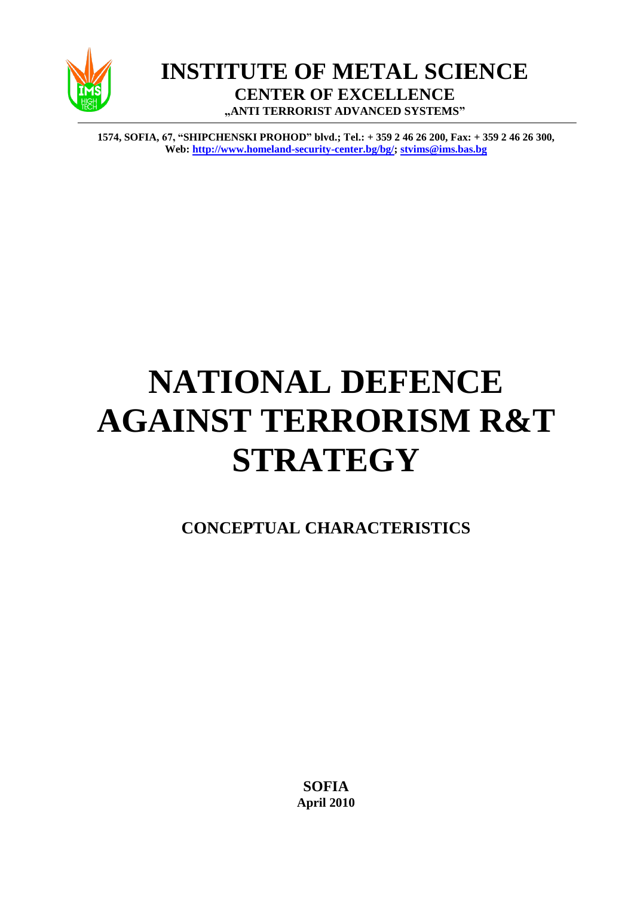# INSTITUTE OF METAL SCIENCE

**CENTER OF EXCELLENCE**

**„ANTI TERRORIST ADVANCED SYSTEMS"**

**1574, SOFIA, 67, "SHIPCHENSKI PROHOD" blvd.; Tel.: + 359 2 46 26 200, Fax: + 359 2 46 26 300, Web: http://www.homeland-security-center.bg/bg/; stvims@ims.bas.bg**

# NATIONAL DEFENCE AGAINST TERRORISM R&T STRATEGY

## CONCEPTUAL CHARACTERISTICS

**SOFIA**
**April 2010**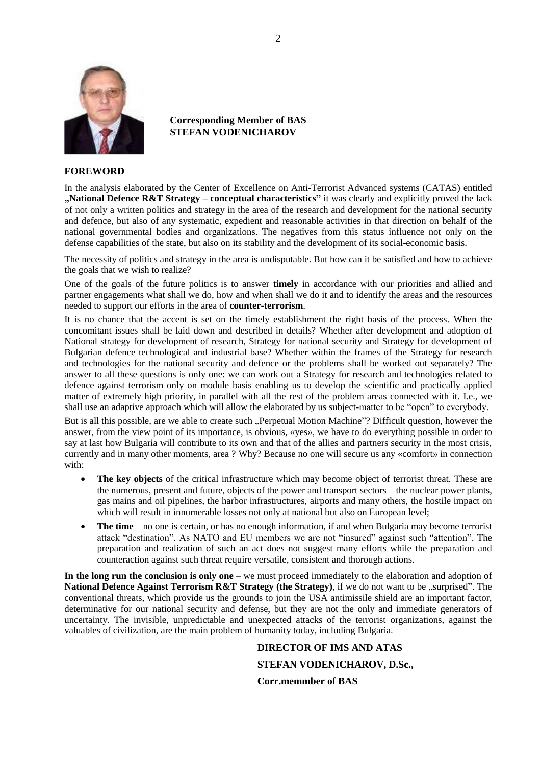**Corresponding Member of BAS**
**STEFAN VODENICHAROV**

## FOREWORD

In the analysis elaborated by the Center of Excellence on Anti-Terrorist Advanced systems (CATAS) entitled **„National Defence R&T Strategy – conceptual characteristics"** it was clearly and explicitly proved the lack of not only a written politics and strategy in the area of the research and development for the national security and defence, but also of any systematic, expedient and reasonable activities in that direction on behalf of the national governmental bodies and organizations. The negatives from this status influence not only on the defense capabilities of the state, but also on its stability and the development of its social-economic basis.

The necessity of politics and strategy in the area is undisputable. But how can it be satisfied and how to achieve the goals that we wish to realize?

One of the goals of the future politics is to answer **timely** in accordance with our priorities and allied and partner engagements what shall we do, how and when shall we do it and to identify the areas and the resources needed to support our efforts in the area of **counter-terrorism**.

It is no chance that the accent is set on the timely establishment the right basis of the process. When the concomitant issues shall be laid down and described in details? Whether after development and adoption of National strategy for development of research, Strategy for national security and Strategy for development of Bulgarian defence technological and industrial base? Whether within the frames of the Strategy for research and technologies for the national security and defence or the problems shall be worked out separately? The answer to all these questions is only one: we can work out a Strategy for research and technologies related to defence against terrorism only on module basis enabling us to develop the scientific and practically applied matter of extremely high priority, in parallel with all the rest of the problem areas connected with it. I.e., we shall use an adaptive approach which will allow the elaborated by us subject-matter to be "open" to everybody.

But is all this possible, are we able to create such „Perpetual Motion Machine"? Difficult question, however the answer, from the view point of its importance, is obvious, «yes», we have to do everything possible in order to say at last how Bulgaria will contribute to its own and that of the allies and partners security in the most crisis, currently and in many other moments, area ? Why? Because no one will secure us any «comfort» in connection with:

- **The key objects** of the critical infrastructure which may become object of terrorist threat. These are the numerous, present and future, objects of the power and transport sectors – the nuclear power plants, gas mains and oil pipelines, the harbor infrastructures, airports and many others, the hostile impact on which will result in innumerable losses not only at national but also on European level;
- **The time** – no one is certain, or has no enough information, if and when Bulgaria may become terrorist attack "destination". As NATO and EU members we are not "insured" against such "attention". The preparation and realization of such an act does not suggest many efforts while the preparation and counteraction against such threat require versatile, consistent and thorough actions.

**In the long run the conclusion is only one** – we must proceed immediately to the elaboration and adoption of **National Defence Against Terrorism R&T Strategy (the Strategy)**, if we do not want to be „surprised". The conventional threats, which provide us the grounds to join the USA antimissile shield are an important factor, determinative for our national security and defense, but they are not the only and immediate generators of uncertainty. The invisible, unpredictable and unexpected attacks of the terrorist organizations, against the valuables of civilization, are the main problem of humanity today, including Bulgaria.

**DIRECTOR OF IMS AND ATAS**

**STEFAN VODENICHAROV, D.Sc.,**

**Corr.memmber of BAS**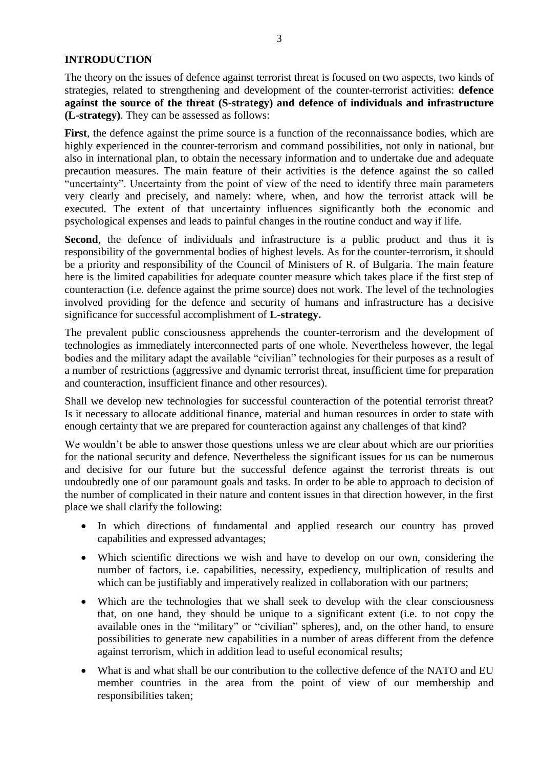## INTRODUCTION

The theory on the issues of defence against terrorist threat is focused on two aspects, two kinds of strategies, related to strengthening and development of the counter-terrorist activities: **defence against the source of the threat (S-strategy) and defence of individuals and infrastructure (L-strategy)**. They can be assessed as follows:

**First**, the defence against the prime source is a function of the reconnaissance bodies, which are highly experienced in the counter-terrorism and command possibilities, not only in national, but also in international plan, to obtain the necessary information and to undertake due and adequate precaution measures. The main feature of their activities is the defence against the so called "uncertainty". Uncertainty from the point of view of the need to identify three main parameters very clearly and precisely, and namely: where, when, and how the terrorist attack will be executed. The extent of that uncertainty influences significantly both the economic and psychological expenses and leads to painful changes in the routine conduct and way if life.

**Second**, the defence of individuals and infrastructure is a public product and thus it is responsibility of the governmental bodies of highest levels. As for the counter-terrorism, it should be a priority and responsibility of the Council of Ministers of R. of Bulgaria. The main feature here is the limited capabilities for adequate counter measure which takes place if the first step of counteraction (i.e. defence against the prime source) does not work. The level of the technologies involved providing for the defence and security of humans and infrastructure has a decisive significance for successful accomplishment of **L-strategy.**

The prevalent public consciousness apprehends the counter-terrorism and the development of technologies as immediately interconnected parts of one whole. Nevertheless however, the legal bodies and the military adapt the available "civilian" technologies for their purposes as a result of a number of restrictions (aggressive and dynamic terrorist threat, insufficient time for preparation and counteraction, insufficient finance and other resources).

Shall we develop new technologies for successful counteraction of the potential terrorist threat? Is it necessary to allocate additional finance, material and human resources in order to state with enough certainty that we are prepared for counteraction against any challenges of that kind?

We wouldn't be able to answer those questions unless we are clear about which are our priorities for the national security and defence. Nevertheless the significant issues for us can be numerous and decisive for our future but the successful defence against the terrorist threats is out undoubtedly one of our paramount goals and tasks. In order to be able to approach to decision of the number of complicated in their nature and content issues in that direction however, in the first place we shall clarify the following:

- In which directions of fundamental and applied research our country has proved capabilities and expressed advantages;
- Which scientific directions we wish and have to develop on our own, considering the number of factors, i.e. capabilities, necessity, expediency, multiplication of results and which can be justifiably and imperatively realized in collaboration with our partners;
- Which are the technologies that we shall seek to develop with the clear consciousness that, on one hand, they should be unique to a significant extent (i.e. to not copy the available ones in the "military" or "civilian" spheres), and, on the other hand, to ensure possibilities to generate new capabilities in a number of areas different from the defence against terrorism, which in addition lead to useful economical results;
- What is and what shall be our contribution to the collective defence of the NATO and EU member countries in the area from the point of view of our membership and responsibilities taken;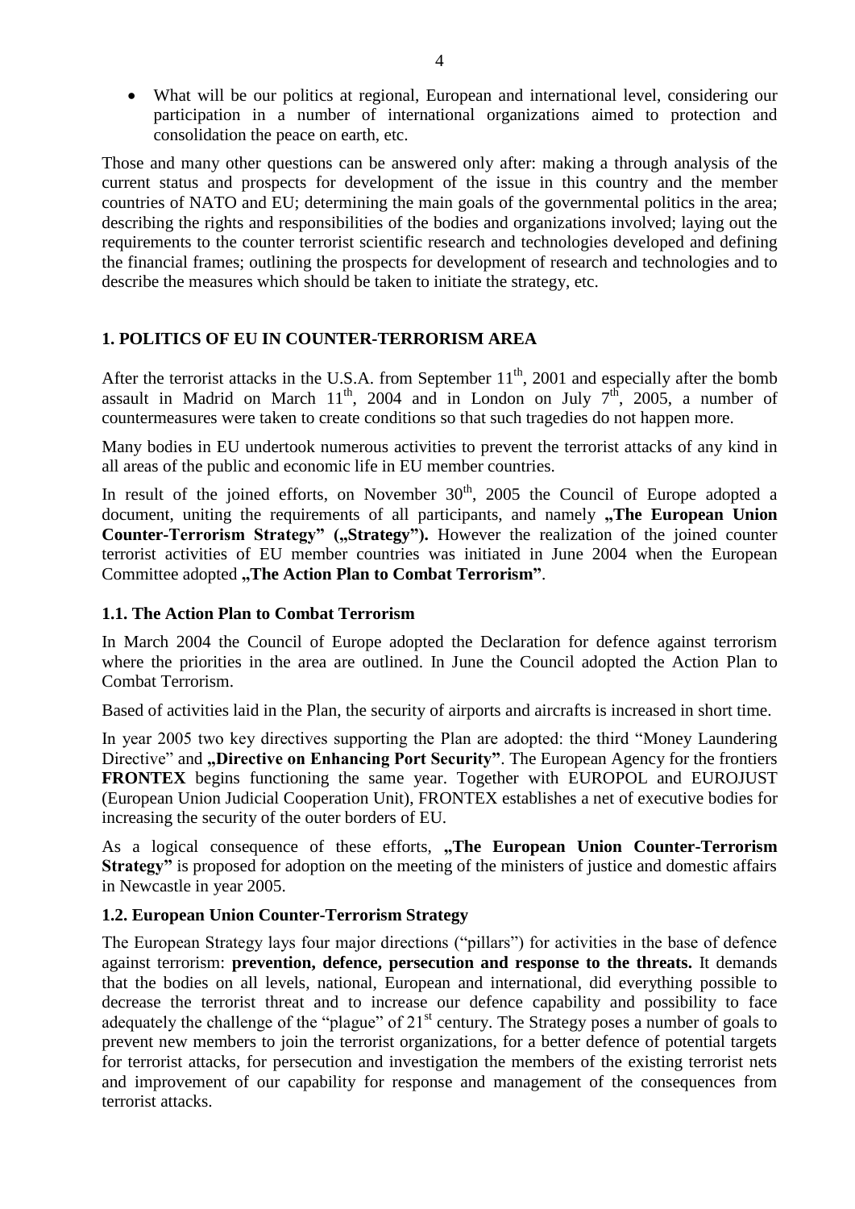- What will be our politics at regional, European and international level, considering our participation in a number of international organizations aimed to protection and consolidation the peace on earth, etc.

Those and many other questions can be answered only after: making a through analysis of the current status and prospects for development of the issue in this country and the member countries of NATO and EU; determining the main goals of the governmental politics in the area; describing the rights and responsibilities of the bodies and organizations involved; laying out the requirements to the counter terrorist scientific research and technologies developed and defining the financial frames; outlining the prospects for development of research and technologies and to describe the measures which should be taken to initiate the strategy, etc.

## 1. POLITICS OF EU IN COUNTER-TERRORISM AREA

After the terrorist attacks in the U.S.A. from September 11th, 2001 and especially after the bomb assault in Madrid on March 11th, 2004 and in London on July 7th, 2005, a number of countermeasures were taken to create conditions so that such tragedies do not happen more.

Many bodies in EU undertook numerous activities to prevent the terrorist attacks of any kind in all areas of the public and economic life in EU member countries.

In result of the joined efforts, on November 30th, 2005 the Council of Europe adopted a document, uniting the requirements of all participants, and namely **„The European Union Counter-Terrorism Strategy" („Strategy").** However the realization of the joined counter terrorist activities of EU member countries was initiated in June 2004 when the European Committee adopted **„The Action Plan to Combat Terrorism"**.

### 1.1. The Action Plan to Combat Terrorism

In March 2004 the Council of Europe adopted the Declaration for defence against terrorism where the priorities in the area are outlined. In June the Council adopted the Action Plan to Combat Terrorism.

Based of activities laid in the Plan, the security of airports and aircrafts is increased in short time.

In year 2005 two key directives supporting the Plan are adopted: the third "Money Laundering Directive" and **„Directive on Enhancing Port Security"**. The European Agency for the frontiers **FRONTEX** begins functioning the same year. Together with EUROPOL and EUROJUST (European Union Judicial Cooperation Unit), FRONTEX establishes a net of executive bodies for increasing the security of the outer borders of EU.

As a logical consequence of these efforts, **„The European Union Counter-Terrorism Strategy"** is proposed for adoption on the meeting of the ministers of justice and domestic affairs in Newcastle in year 2005.

### 1.2. European Union Counter-Terrorism Strategy

The European Strategy lays four major directions ("pillars") for activities in the base of defence against terrorism: **prevention, defence, persecution and response to the threats.** It demands that the bodies on all levels, national, European and international, did everything possible to decrease the terrorist threat and to increase our defence capability and possibility to face adequately the challenge of the "plague" of 21st century. The Strategy poses a number of goals to prevent new members to join the terrorist organizations, for a better defence of potential targets for terrorist attacks, for persecution and investigation the members of the existing terrorist nets and improvement of our capability for response and management of the consequences from terrorist attacks.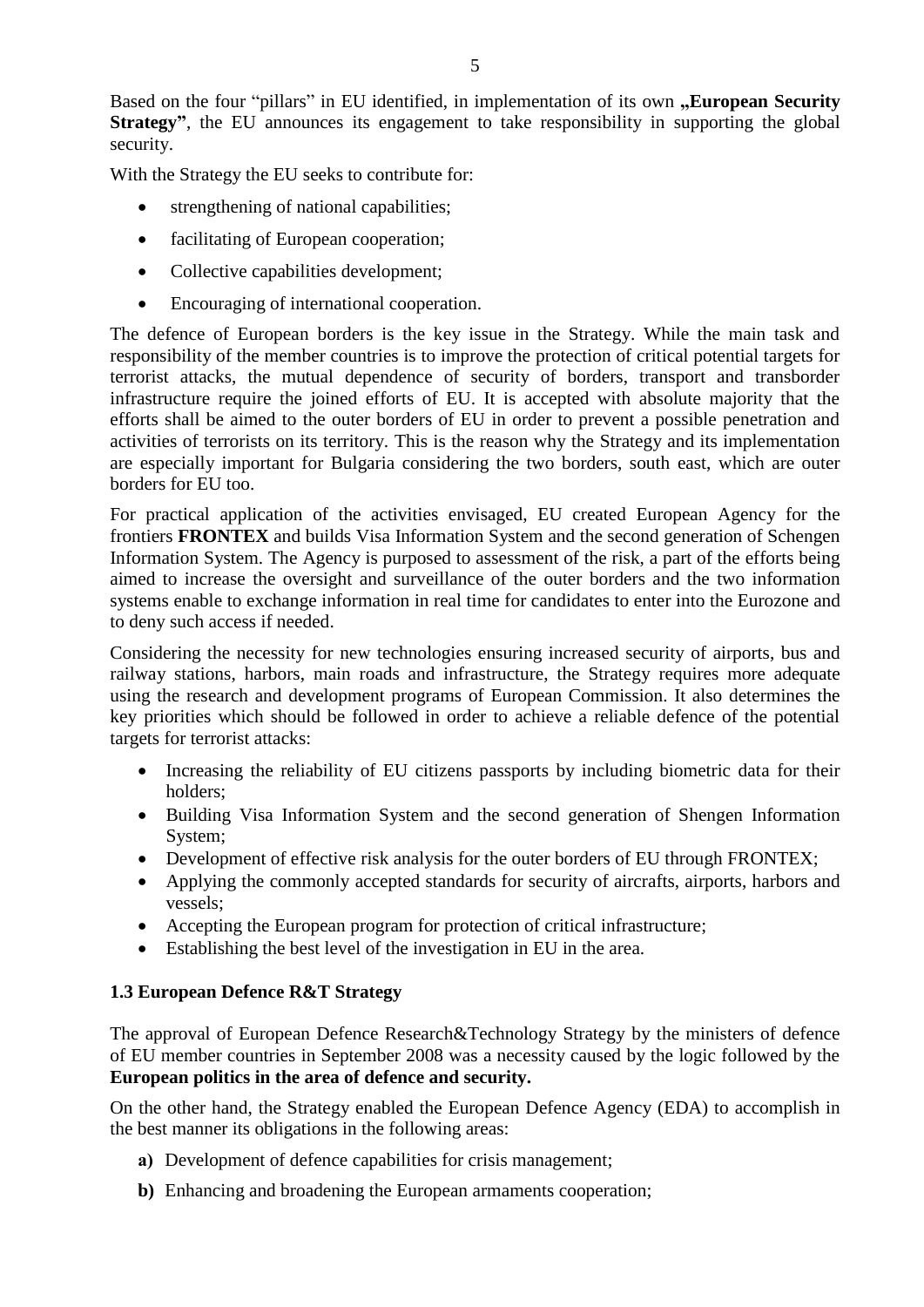Based on the four "pillars" in EU identified, in implementation of its own **„European Security Strategy"**, the EU announces its engagement to take responsibility in supporting the global security.

With the Strategy the EU seeks to contribute for:

- strengthening of national capabilities;
- facilitating of European cooperation;
- Collective capabilities development;
- Encouraging of international cooperation.

The defence of European borders is the key issue in the Strategy. While the main task and responsibility of the member countries is to improve the protection of critical potential targets for terrorist attacks, the mutual dependence of security of borders, transport and transborder infrastructure require the joined efforts of EU. It is accepted with absolute majority that the efforts shall be aimed to the outer borders of EU in order to prevent a possible penetration and activities of terrorists on its territory. This is the reason why the Strategy and its implementation are especially important for Bulgaria considering the two borders, south east, which are outer borders for EU too.

For practical application of the activities envisaged, EU created European Agency for the frontiers **FRONTEX** and builds Visa Information System and the second generation of Schengen Information System. The Agency is purposed to assessment of the risk, a part of the efforts being aimed to increase the oversight and surveillance of the outer borders and the two information systems enable to exchange information in real time for candidates to enter into the Eurozone and to deny such access if needed.

Considering the necessity for new technologies ensuring increased security of airports, bus and railway stations, harbors, main roads and infrastructure, the Strategy requires more adequate using the research and development programs of European Commission. It also determines the key priorities which should be followed in order to achieve a reliable defence of the potential targets for terrorist attacks:

- Increasing the reliability of EU citizens passports by including biometric data for their holders;
- Building Visa Information System and the second generation of Shengen Information System;
- Development of effective risk analysis for the outer borders of EU through FRONTEX;
- Applying the commonly accepted standards for security of aircrafts, airports, harbors and vessels;
- Accepting the European program for protection of critical infrastructure;
- Establishing the best level of the investigation in EU in the area.

### 1.3 European Defence R&T Strategy

The approval of European Defence Research&Technology Strategy by the ministers of defence of EU member countries in September 2008 was a necessity caused by the logic followed by the **European politics in the area of defence and security.**

On the other hand, the Strategy enabled the European Defence Agency (EDA) to accomplish in the best manner its obligations in the following areas:

**a)** Development of defence capabilities for crisis management;

**b)** Enhancing and broadening the European armaments cooperation;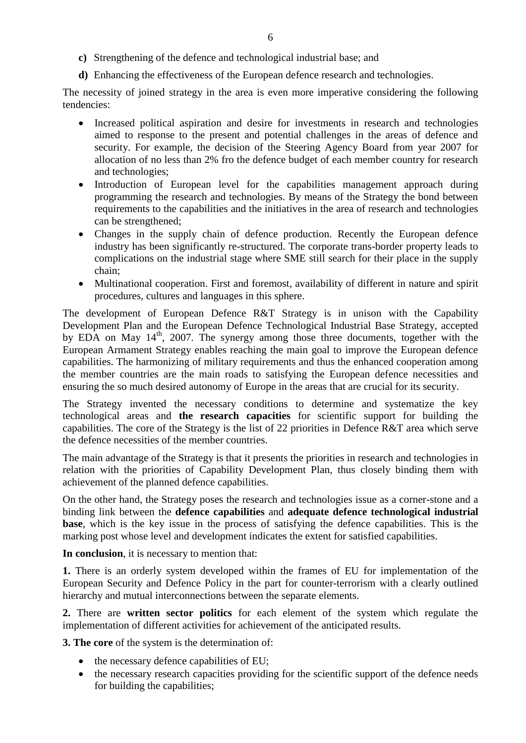- **c)** Strengthening of the defence and technological industrial base; and
- **d)** Enhancing the effectiveness of the European defence research and technologies.

The necessity of joined strategy in the area is even more imperative considering the following tendencies:

- Increased political aspiration and desire for investments in research and technologies aimed to response to the present and potential challenges in the areas of defence and security. For example, the decision of the Steering Agency Board from year 2007 for allocation of no less than 2% fro the defence budget of each member country for research and technologies;
- Introduction of European level for the capabilities management approach during programming the research and technologies. By means of the Strategy the bond between requirements to the capabilities and the initiatives in the area of research and technologies can be strengthened;
- Changes in the supply chain of defence production. Recently the European defence industry has been significantly re-structured. The corporate trans-border property leads to complications on the industrial stage where SME still search for their place in the supply chain;
- Multinational cooperation. First and foremost, availability of different in nature and spirit procedures, cultures and languages in this sphere.

The development of European Defence R&T Strategy is in unison with the Capability Development Plan and the European Defence Technological Industrial Base Strategy, accepted by EDA on May 14th, 2007. The synergy among those three documents, together with the European Armament Strategy enables reaching the main goal to improve the European defence capabilities. The harmonizing of military requirements and thus the enhanced cooperation among the member countries are the main roads to satisfying the European defence necessities and ensuring the so much desired autonomy of Europe in the areas that are crucial for its security.

The Strategy invented the necessary conditions to determine and systematize the key technological areas and **the research capacities** for scientific support for building the capabilities. The core of the Strategy is the list of 22 priorities in Defence R&T area which serve the defence necessities of the member countries.

The main advantage of the Strategy is that it presents the priorities in research and technologies in relation with the priorities of Capability Development Plan, thus closely binding them with achievement of the planned defence capabilities.

On the other hand, the Strategy poses the research and technologies issue as a corner-stone and a binding link between the **defence capabilities** and **adequate defence technological industrial base**, which is the key issue in the process of satisfying the defence capabilities. This is the marking post whose level and development indicates the extent for satisfied capabilities.

**In conclusion**, it is necessary to mention that:

**1.** There is an orderly system developed within the frames of EU for implementation of the European Security and Defence Policy in the part for counter-terrorism with a clearly outlined hierarchy and mutual interconnections between the separate elements.

**2.** There are **written sector politics** for each element of the system which regulate the implementation of different activities for achievement of the anticipated results.

**3. The core** of the system is the determination of:

- the necessary defence capabilities of EU;
- the necessary research capacities providing for the scientific support of the defence needs for building the capabilities;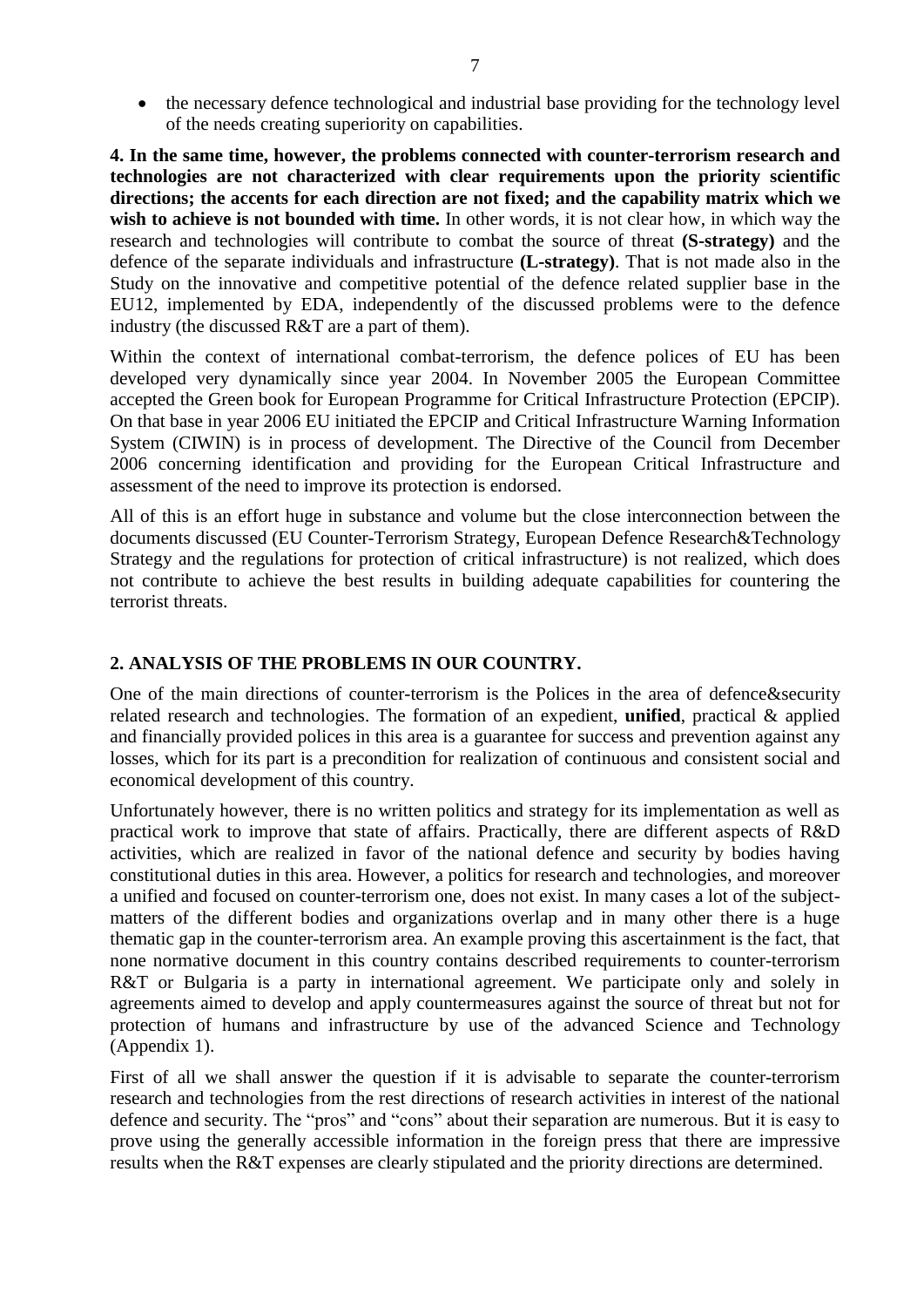- the necessary defence technological and industrial base providing for the technology level of the needs creating superiority on capabilities.

**4. In the same time, however, the problems connected with counter-terrorism research and technologies are not characterized with clear requirements upon the priority scientific directions; the accents for each direction are not fixed; and the capability matrix which we wish to achieve is not bounded with time.** In other words, it is not clear how, in which way the research and technologies will contribute to combat the source of threat **(S-strategy)** and the defence of the separate individuals and infrastructure **(L-strategy)**. That is not made also in the Study on the innovative and competitive potential of the defence related supplier base in the EU12, implemented by EDA, independently of the discussed problems were to the defence industry (the discussed R&T are a part of them).

Within the context of international combat-terrorism, the defence polices of EU has been developed very dynamically since year 2004. In November 2005 the European Committee accepted the Green book for European Programme for Critical Infrastructure Protection (EPCIP). On that base in year 2006 EU initiated the EPCIP and Critical Infrastructure Warning Information System (CIWIN) is in process of development. The Directive of the Council from December 2006 concerning identification and providing for the European Critical Infrastructure and assessment of the need to improve its protection is endorsed.

All of this is an effort huge in substance and volume but the close interconnection between the documents discussed (EU Counter-Terrorism Strategy, European Defence Research&Technology Strategy and the regulations for protection of critical infrastructure) is not realized, which does not contribute to achieve the best results in building adequate capabilities for countering the terrorist threats.

## 2. ANALYSIS OF THE PROBLEMS IN OUR COUNTRY.

One of the main directions of counter-terrorism is the Polices in the area of defence&security related research and technologies. The formation of an expedient, **unified**, practical & applied and financially provided polices in this area is a guarantee for success and prevention against any losses, which for its part is a precondition for realization of continuous and consistent social and economical development of this country.

Unfortunately however, there is no written politics and strategy for its implementation as well as practical work to improve that state of affairs. Practically, there are different aspects of R&D activities, which are realized in favor of the national defence and security by bodies having constitutional duties in this area. However, a politics for research and technologies, and moreover a unified and focused on counter-terrorism one, does not exist. In many cases a lot of the subject-matters of the different bodies and organizations overlap and in many other there is a huge thematic gap in the counter-terrorism area. An example proving this ascertainment is the fact, that none normative document in this country contains described requirements to counter-terrorism R&T or Bulgaria is a party in international agreement. We participate only and solely in agreements aimed to develop and apply countermeasures against the source of threat but not for protection of humans and infrastructure by use of the advanced Science and Technology (Appendix 1).

First of all we shall answer the question if it is advisable to separate the counter-terrorism research and technologies from the rest directions of research activities in interest of the national defence and security. The "pros" and "cons" about their separation are numerous. But it is easy to prove using the generally accessible information in the foreign press that there are impressive results when the R&T expenses are clearly stipulated and the priority directions are determined.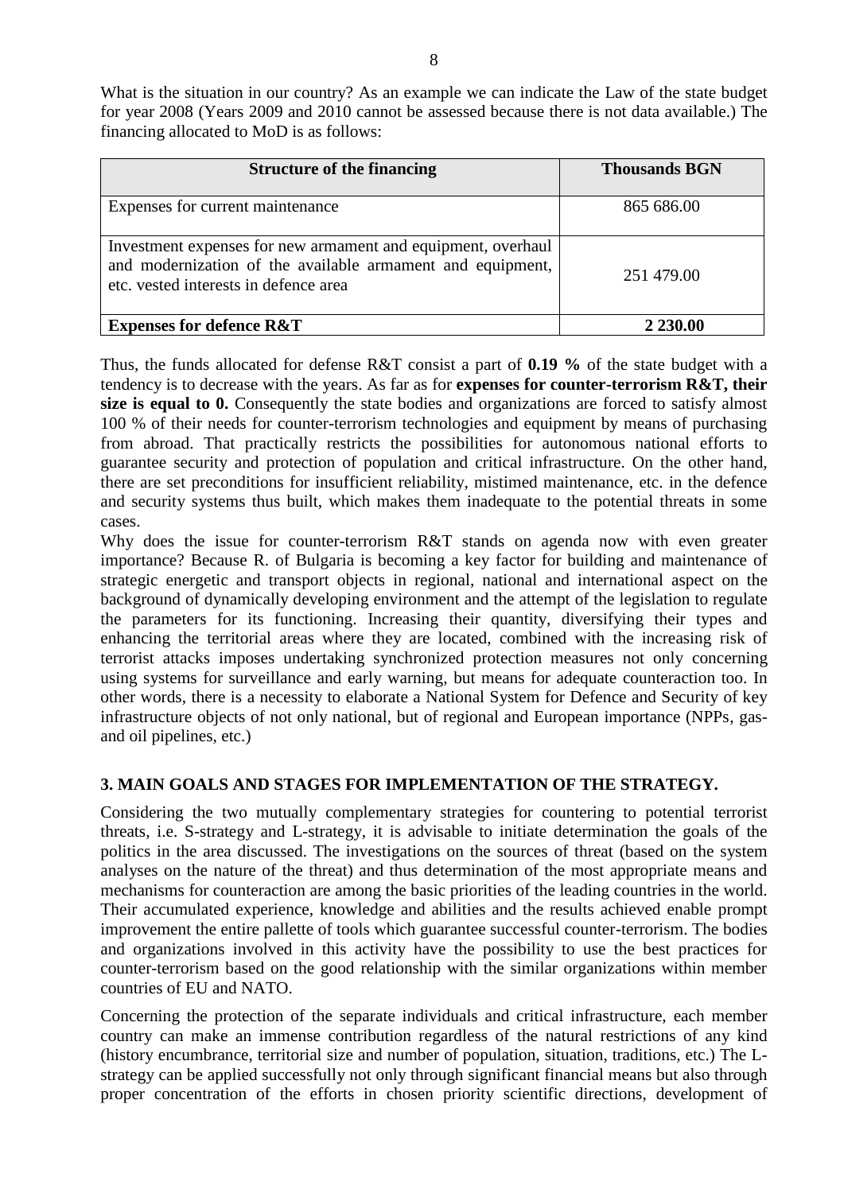What is the situation in our country? As an example we can indicate the Law of the state budget for year 2008 (Years 2009 and 2010 cannot be assessed because there is not data available.) The financing allocated to MoD is as follows:

| Structure of the financing | Thousands BGN |
| --- | --- |
| Expenses for current maintenance | 865 686.00 |
| Investment expenses for new armament and equipment, overhaul and modernization of the available armament and equipment, etc. vested interests in defence area | 251 479.00 |
| **Expenses for defence R&T** | **2 230.00** |

Thus, the funds allocated for defense R&T consist a part of **0.19 %** of the state budget with a tendency is to decrease with the years. As far as for **expenses for counter-terrorism R&T, their size is equal to 0.** Consequently the state bodies and organizations are forced to satisfy almost 100 % of their needs for counter-terrorism technologies and equipment by means of purchasing from abroad. That practically restricts the possibilities for autonomous national efforts to guarantee security and protection of population and critical infrastructure. On the other hand, there are set preconditions for insufficient reliability, mistimed maintenance, etc. in the defence and security systems thus built, which makes them inadequate to the potential threats in some cases.

Why does the issue for counter-terrorism R&T stands on agenda now with even greater importance? Because R. of Bulgaria is becoming a key factor for building and maintenance of strategic energetic and transport objects in regional, national and international aspect on the background of dynamically developing environment and the attempt of the legislation to regulate the parameters for its functioning. Increasing their quantity, diversifying their types and enhancing the territorial areas where they are located, combined with the increasing risk of terrorist attacks imposes undertaking synchronized protection measures not only concerning using systems for surveillance and early warning, but means for adequate counteraction too. In other words, there is a necessity to elaborate a National System for Defence and Security of key infrastructure objects of not only national, but of regional and European importance (NPPs, gas- and oil pipelines, etc.)

## 3. MAIN GOALS AND STAGES FOR IMPLEMENTATION OF THE STRATEGY.

Considering the two mutually complementary strategies for countering to potential terrorist threats, i.e. S-strategy and L-strategy, it is advisable to initiate determination the goals of the politics in the area discussed. The investigations on the sources of threat (based on the system analyses on the nature of the threat) and thus determination of the most appropriate means and mechanisms for counteraction are among the basic priorities of the leading countries in the world. Their accumulated experience, knowledge and abilities and the results achieved enable prompt improvement the entire pallette of tools which guarantee successful counter-terrorism. The bodies and organizations involved in this activity have the possibility to use the best practices for counter-terrorism based on the good relationship with the similar organizations within member countries of EU and NATO.

Concerning the protection of the separate individuals and critical infrastructure, each member country can make an immense contribution regardless of the natural restrictions of any kind (history encumbrance, territorial size and number of population, situation, traditions, etc.) The L-strategy can be applied successfully not only through significant financial means but also through proper concentration of the efforts in chosen priority scientific directions, development of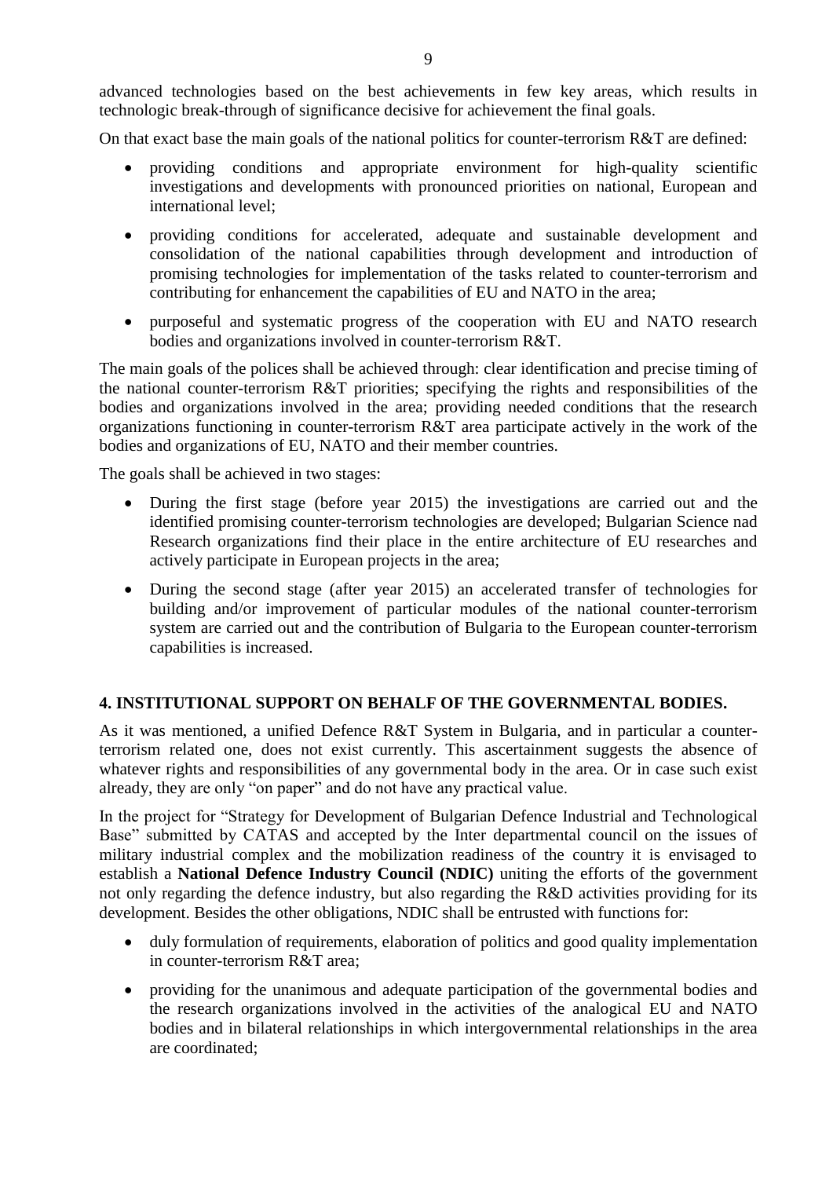advanced technologies based on the best achievements in few key areas, which results in technologic break-through of significance decisive for achievement the final goals.

On that exact base the main goals of the national politics for counter-terrorism R&T are defined:

- providing conditions and appropriate environment for high-quality scientific investigations and developments with pronounced priorities on national, European and international level;
- providing conditions for accelerated, adequate and sustainable development and consolidation of the national capabilities through development and introduction of promising technologies for implementation of the tasks related to counter-terrorism and contributing for enhancement the capabilities of EU and NATO in the area;
- purposeful and systematic progress of the cooperation with EU and NATO research bodies and organizations involved in counter-terrorism R&T.

The main goals of the polices shall be achieved through: clear identification and precise timing of the national counter-terrorism R&T priorities; specifying the rights and responsibilities of the bodies and organizations involved in the area; providing needed conditions that the research organizations functioning in counter-terrorism R&T area participate actively in the work of the bodies and organizations of EU, NATO and their member countries.

The goals shall be achieved in two stages:

- During the first stage (before year 2015) the investigations are carried out and the identified promising counter-terrorism technologies are developed; Bulgarian Science nad Research organizations find their place in the entire architecture of EU researches and actively participate in European projects in the area;
- During the second stage (after year 2015) an accelerated transfer of technologies for building and/or improvement of particular modules of the national counter-terrorism system are carried out and the contribution of Bulgaria to the European counter-terrorism capabilities is increased.

## 4. INSTITUTIONAL SUPPORT ON BEHALF OF THE GOVERNMENTAL BODIES.

As it was mentioned, a unified Defence R&T System in Bulgaria, and in particular a counter-terrorism related one, does not exist currently. This ascertainment suggests the absence of whatever rights and responsibilities of any governmental body in the area. Or in case such exist already, they are only "on paper" and do not have any practical value.

In the project for "Strategy for Development of Bulgarian Defence Industrial and Technological Base" submitted by CATAS and accepted by the Inter departmental council on the issues of military industrial complex and the mobilization readiness of the country it is envisaged to establish a **National Defence Industry Council (NDIC)** uniting the efforts of the government not only regarding the defence industry, but also regarding the R&D activities providing for its development. Besides the other obligations, NDIC shall be entrusted with functions for:

- duly formulation of requirements, elaboration of politics and good quality implementation in counter-terrorism R&T area;
- providing for the unanimous and adequate participation of the governmental bodies and the research organizations involved in the activities of the analogical EU and NATO bodies and in bilateral relationships in which intergovernmental relationships in the area are coordinated;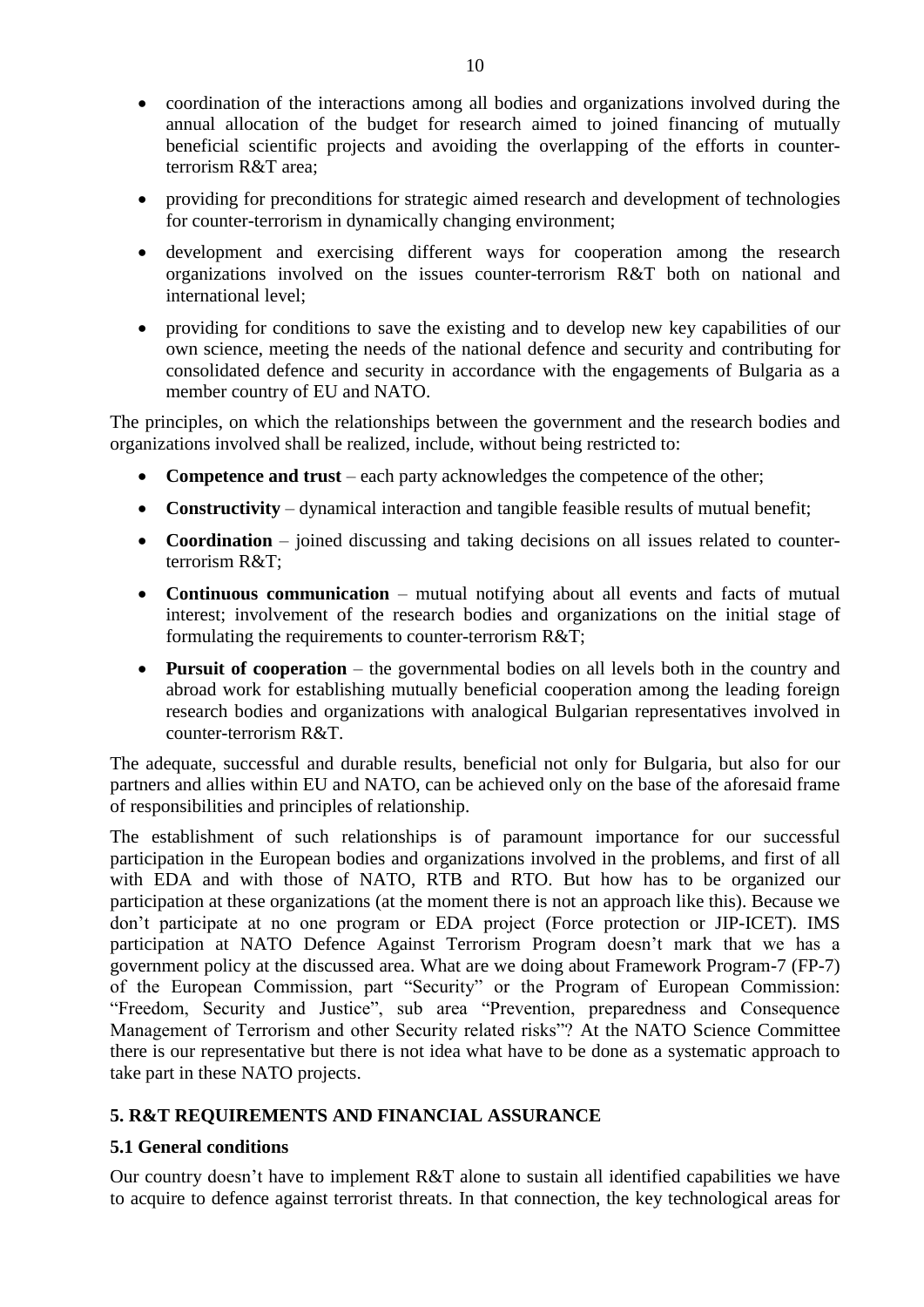- coordination of the interactions among all bodies and organizations involved during the annual allocation of the budget for research aimed to joined financing of mutually beneficial scientific projects and avoiding the overlapping of the efforts in counter-terrorism R&T area;
- providing for preconditions for strategic aimed research and development of technologies for counter-terrorism in dynamically changing environment;
- development and exercising different ways for cooperation among the research organizations involved on the issues counter-terrorism R&T both on national and international level;
- providing for conditions to save the existing and to develop new key capabilities of our own science, meeting the needs of the national defence and security and contributing for consolidated defence and security in accordance with the engagements of Bulgaria as a member country of EU and NATO.

The principles, on which the relationships between the government and the research bodies and organizations involved shall be realized, include, without being restricted to:

- **Competence and trust** – each party acknowledges the competence of the other;
- **Constructivity** – dynamical interaction and tangible feasible results of mutual benefit;
- **Coordination** – joined discussing and taking decisions on all issues related to counter-terrorism R&T;
- **Continuous communication** – mutual notifying about all events and facts of mutual interest; involvement of the research bodies and organizations on the initial stage of formulating the requirements to counter-terrorism R&T;
- **Pursuit of cooperation** – the governmental bodies on all levels both in the country and abroad work for establishing mutually beneficial cooperation among the leading foreign research bodies and organizations with analogical Bulgarian representatives involved in counter-terrorism R&T.

The adequate, successful and durable results, beneficial not only for Bulgaria, but also for our partners and allies within EU and NATO, can be achieved only on the base of the aforesaid frame of responsibilities and principles of relationship.

The establishment of such relationships is of paramount importance for our successful participation in the European bodies and organizations involved in the problems, and first of all with EDA and with those of NATO, RTB and RTO. But how has to be organized our participation at these organizations (at the moment there is not an approach like this). Because we don't participate at no one program or EDA project (Force protection or JIP-ICET). IMS participation at NATO Defence Against Terrorism Program doesn't mark that we has a government policy at the discussed area. What are we doing about Framework Program-7 (FP-7) of the European Commission, part "Security" or the Program of European Commission: "Freedom, Security and Justice", sub area "Prevention, preparedness and Consequence Management of Terrorism and other Security related risks"? At the NATO Science Committee there is our representative but there is not idea what have to be done as a systematic approach to take part in these NATO projects.

## 5. R&T REQUIREMENTS AND FINANCIAL ASSURANCE

### 5.1 General conditions

Our country doesn't have to implement R&T alone to sustain all identified capabilities we have to acquire to defence against terrorist threats. In that connection, the key technological areas for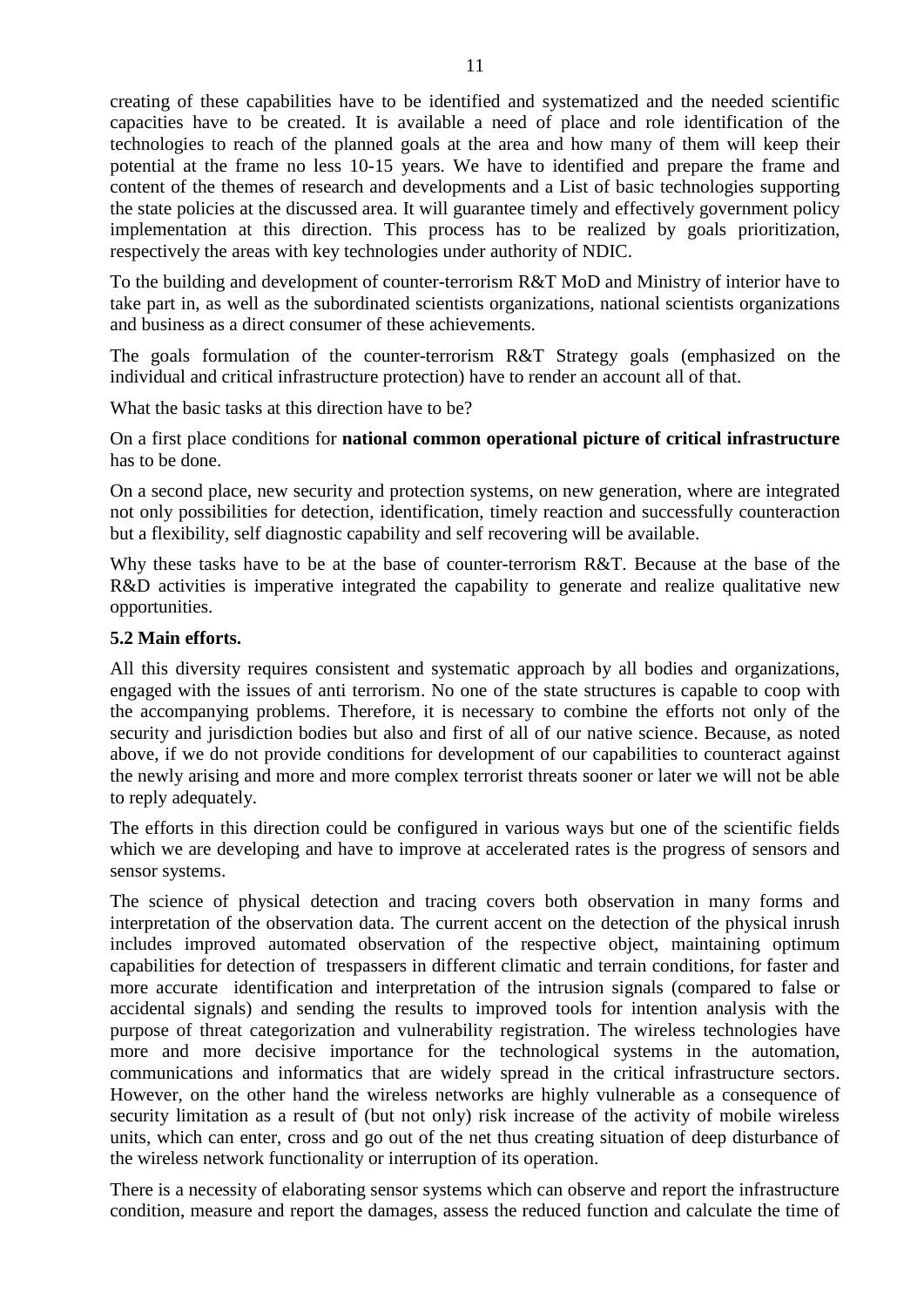creating of these capabilities have to be identified and systematized and the needed scientific capacities have to be created. It is available a need of place and role identification of the technologies to reach of the planned goals at the area and how many of them will keep their potential at the frame no less 10-15 years. We have to identified and prepare the frame and content of the themes of research and developments and a List of basic technologies supporting the state policies at the discussed area. It will guarantee timely and effectively government policy implementation at this direction. This process has to be realized by goals prioritization, respectively the areas with key technologies under authority of NDIC.

To the building and development of counter-terrorism R&T MoD and Ministry of interior have to take part in, as well as the subordinated scientists organizations, national scientists organizations and business as a direct consumer of these achievements.

The goals formulation of the counter-terrorism R&T Strategy goals (emphasized on the individual and critical infrastructure protection) have to render an account all of that.

What the basic tasks at this direction have to be?

On a first place conditions for **national common operational picture of critical infrastructure** has to be done.

On a second place, new security and protection systems, on new generation, where are integrated not only possibilities for detection, identification, timely reaction and successfully counteraction but a flexibility, self diagnostic capability and self recovering will be available.

Why these tasks have to be at the base of counter-terrorism R&T. Because at the base of the R&D activities is imperative integrated the capability to generate and realize qualitative new opportunities.

### 5.2 Main efforts.

All this diversity requires consistent and systematic approach by all bodies and organizations, engaged with the issues of anti terrorism. No one of the state structures is capable to coop with the accompanying problems. Therefore, it is necessary to combine the efforts not only of the security and jurisdiction bodies but also and first of all of our native science. Because, as noted above, if we do not provide conditions for development of our capabilities to counteract against the newly arising and more and more complex terrorist threats sooner or later we will not be able to reply adequately.

The efforts in this direction could be configured in various ways but one of the scientific fields which we are developing and have to improve at accelerated rates is the progress of sensors and sensor systems.

The science of physical detection and tracing covers both observation in many forms and interpretation of the observation data. The current accent on the detection of the physical inrush includes improved automated observation of the respective object, maintaining optimum capabilities for detection of trespassers in different climatic and terrain conditions, for faster and more accurate identification and interpretation of the intrusion signals (compared to false or accidental signals) and sending the results to improved tools for intention analysis with the purpose of threat categorization and vulnerability registration. The wireless technologies have more and more decisive importance for the technological systems in the automation, communications and informatics that are widely spread in the critical infrastructure sectors. However, on the other hand the wireless networks are highly vulnerable as a consequence of security limitation as a result of (but not only) risk increase of the activity of mobile wireless units, which can enter, cross and go out of the net thus creating situation of deep disturbance of the wireless network functionality or interruption of its operation.

There is a necessity of elaborating sensor systems which can observe and report the infrastructure condition, measure and report the damages, assess the reduced function and calculate the time of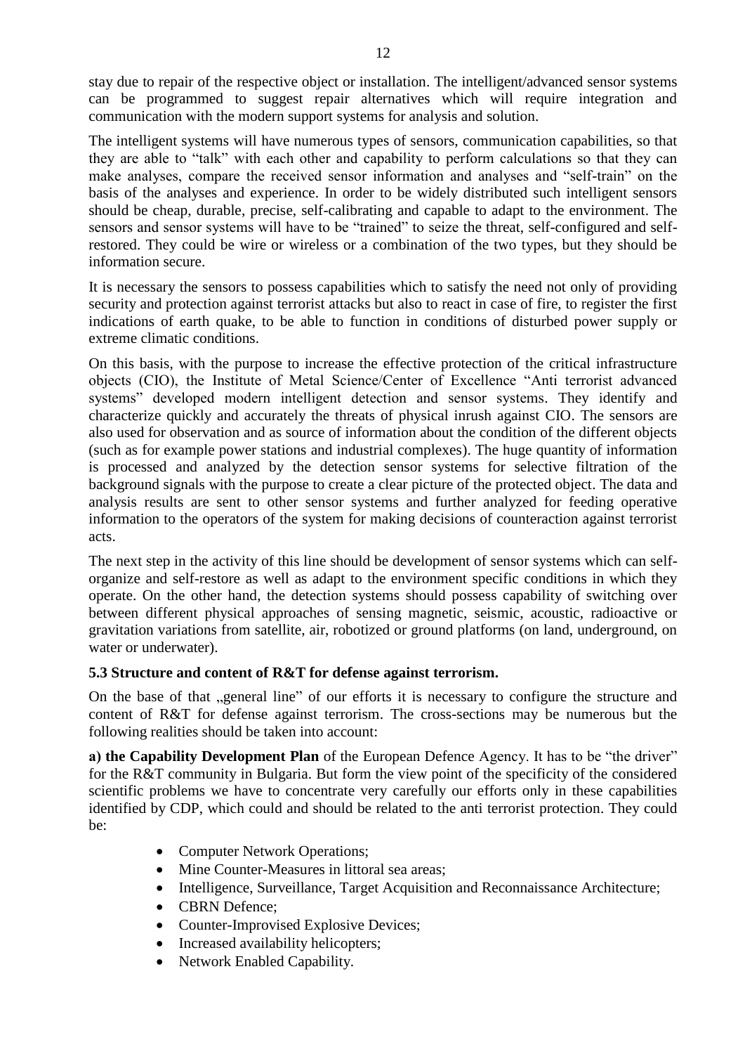stay due to repair of the respective object or installation. The intelligent/advanced sensor systems can be programmed to suggest repair alternatives which will require integration and communication with the modern support systems for analysis and solution.

The intelligent systems will have numerous types of sensors, communication capabilities, so that they are able to "talk" with each other and capability to perform calculations so that they can make analyses, compare the received sensor information and analyses and "self-train" on the basis of the analyses and experience. In order to be widely distributed such intelligent sensors should be cheap, durable, precise, self-calibrating and capable to adapt to the environment. The sensors and sensor systems will have to be "trained" to seize the threat, self-configured and self-restored. They could be wire or wireless or a combination of the two types, but they should be information secure.

It is necessary the sensors to possess capabilities which to satisfy the need not only of providing security and protection against terrorist attacks but also to react in case of fire, to register the first indications of earth quake, to be able to function in conditions of disturbed power supply or extreme climatic conditions.

On this basis, with the purpose to increase the effective protection of the critical infrastructure objects (CIO), the Institute of Metal Science/Center of Excellence "Anti terrorist advanced systems" developed modern intelligent detection and sensor systems. They identify and characterize quickly and accurately the threats of physical inrush against CIO. The sensors are also used for observation and as source of information about the condition of the different objects (such as for example power stations and industrial complexes). The huge quantity of information is processed and analyzed by the detection sensor systems for selective filtration of the background signals with the purpose to create a clear picture of the protected object. The data and analysis results are sent to other sensor systems and further analyzed for feeding operative information to the operators of the system for making decisions of counteraction against terrorist acts.

The next step in the activity of this line should be development of sensor systems which can self-organize and self-restore as well as adapt to the environment specific conditions in which they operate. On the other hand, the detection systems should possess capability of switching over between different physical approaches of sensing magnetic, seismic, acoustic, radioactive or gravitation variations from satellite, air, robotized or ground platforms (on land, underground, on water or underwater).

### 5.3 Structure and content of R&T for defense against terrorism.

On the base of that „general line" of our efforts it is necessary to configure the structure and content of R&T for defense against terrorism. The cross-sections may be numerous but the following realities should be taken into account:

**a) the Capability Development Plan** of the European Defence Agency. It has to be "the driver" for the R&T community in Bulgaria. But form the view point of the specificity of the considered scientific problems we have to concentrate very carefully our efforts only in these capabilities identified by CDP, which could and should be related to the anti terrorist protection. They could be:

- Computer Network Operations;
- Mine Counter-Measures in littoral sea areas;
- Intelligence, Surveillance, Target Acquisition and Reconnaissance Architecture;
- CBRN Defence;
- Counter-Improvised Explosive Devices;
- Increased availability helicopters;
- Network Enabled Capability.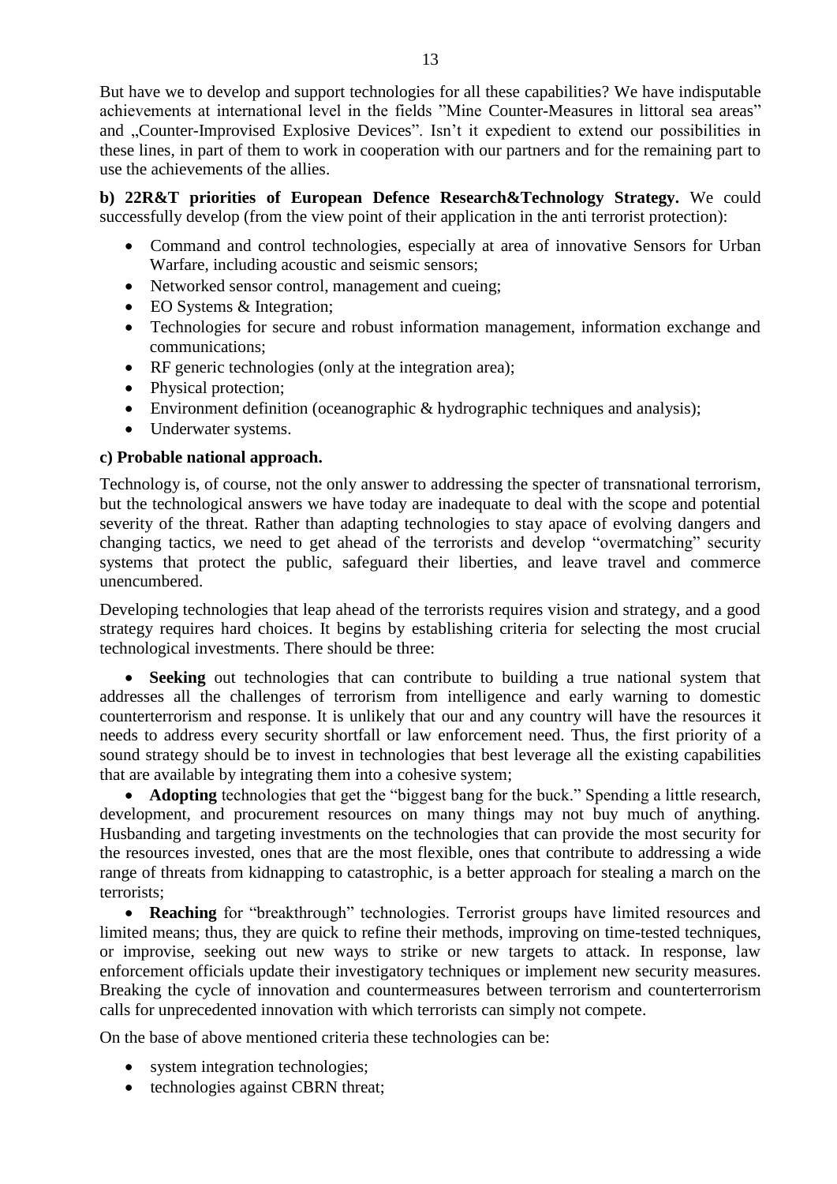But have we to develop and support technologies for all these capabilities? We have indisputable achievements at international level in the fields "Mine Counter-Measures in littoral sea areas" and „Counter-Improvised Explosive Devices". Isn't it expedient to extend our possibilities in these lines, in part of them to work in cooperation with our partners and for the remaining part to use the achievements of the allies.

**b) 22R&T priorities of European Defence Research&Technology Strategy.** We could successfully develop (from the view point of their application in the anti terrorist protection):

- Command and control technologies, especially at area of innovative Sensors for Urban Warfare, including acoustic and seismic sensors;
- Networked sensor control, management and cueing;
- EO Systems & Integration;
- Technologies for secure and robust information management, information exchange and communications;
- RF generic technologies (only at the integration area);
- Physical protection;
- Environment definition (oceanographic & hydrographic techniques and analysis);
- Underwater systems.

**c) Probable national approach.**

Technology is, of course, not the only answer to addressing the specter of transnational terrorism, but the technological answers we have today are inadequate to deal with the scope and potential severity of the threat. Rather than adapting technologies to stay apace of evolving dangers and changing tactics, we need to get ahead of the terrorists and develop "overmatching" security systems that protect the public, safeguard their liberties, and leave travel and commerce unencumbered.

Developing technologies that leap ahead of the terrorists requires vision and strategy, and a good strategy requires hard choices. It begins by establishing criteria for selecting the most crucial technological investments. There should be three:

- **Seeking** out technologies that can contribute to building a true national system that addresses all the challenges of terrorism from intelligence and early warning to domestic counterterrorism and response. It is unlikely that our and any country will have the resources it needs to address every security shortfall or law enforcement need. Thus, the first priority of a sound strategy should be to invest in technologies that best leverage all the existing capabilities that are available by integrating them into a cohesive system;
- **Adopting** technologies that get the "biggest bang for the buck." Spending a little research, development, and procurement resources on many things may not buy much of anything. Husbanding and targeting investments on the technologies that can provide the most security for the resources invested, ones that are the most flexible, ones that contribute to addressing a wide range of threats from kidnapping to catastrophic, is a better approach for stealing a march on the terrorists;
- **Reaching** for "breakthrough" technologies. Terrorist groups have limited resources and limited means; thus, they are quick to refine their methods, improving on time-tested techniques, or improvise, seeking out new ways to strike or new targets to attack. In response, law enforcement officials update their investigatory techniques or implement new security measures. Breaking the cycle of innovation and countermeasures between terrorism and counterterrorism calls for unprecedented innovation with which terrorists can simply not compete.

On the base of above mentioned criteria these technologies can be:

- system integration technologies;
- technologies against CBRN threat;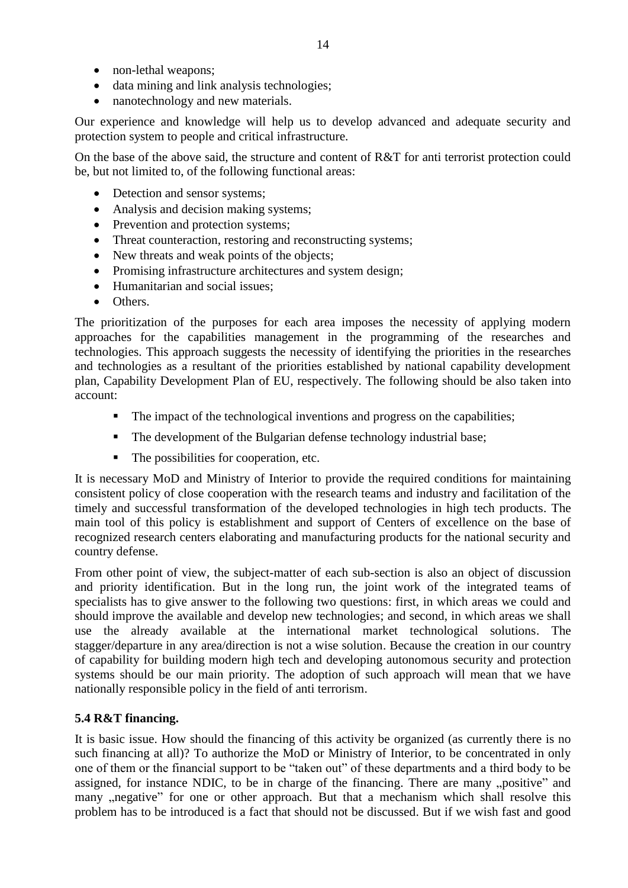- non-lethal weapons;
- data mining and link analysis technologies;
- nanotechnology and new materials.

Our experience and knowledge will help us to develop advanced and adequate security and protection system to people and critical infrastructure.

On the base of the above said, the structure and content of R&T for anti terrorist protection could be, but not limited to, of the following functional areas:

- Detection and sensor systems;
- Analysis and decision making systems;
- Prevention and protection systems;
- Threat counteraction, restoring and reconstructing systems;
- New threats and weak points of the objects;
- Promising infrastructure architectures and system design;
- Humanitarian and social issues;
- Others.

The prioritization of the purposes for each area imposes the necessity of applying modern approaches for the capabilities management in the programming of the researches and technologies. This approach suggests the necessity of identifying the priorities in the researches and technologies as a resultant of the priorities established by national capability development plan, Capability Development Plan of EU, respectively. The following should be also taken into account:

- The impact of the technological inventions and progress on the capabilities;
- The development of the Bulgarian defense technology industrial base;
- The possibilities for cooperation, etc.

It is necessary MoD and Ministry of Interior to provide the required conditions for maintaining consistent policy of close cooperation with the research teams and industry and facilitation of the timely and successful transformation of the developed technologies in high tech products. The main tool of this policy is establishment and support of Centers of excellence on the base of recognized research centers elaborating and manufacturing products for the national security and country defense.

From other point of view, the subject-matter of each sub-section is also an object of discussion and priority identification. But in the long run, the joint work of the integrated teams of specialists has to give answer to the following two questions: first, in which areas we could and should improve the available and develop new technologies; and second, in which areas we shall use the already available at the international market technological solutions. The stagger/departure in any area/direction is not a wise solution. Because the creation in our country of capability for building modern high tech and developing autonomous security and protection systems should be our main priority. The adoption of such approach will mean that we have nationally responsible policy in the field of anti terrorism.

### 5.4 R&T financing.

It is basic issue. How should the financing of this activity be organized (as currently there is no such financing at all)? To authorize the MoD or Ministry of Interior, to be concentrated in only one of them or the financial support to be "taken out" of these departments and a third body to be assigned, for instance NDIC, to be in charge of the financing. There are many „positive" and many „negative" for one or other approach. But that a mechanism which shall resolve this problem has to be introduced is a fact that should not be discussed. But if we wish fast and good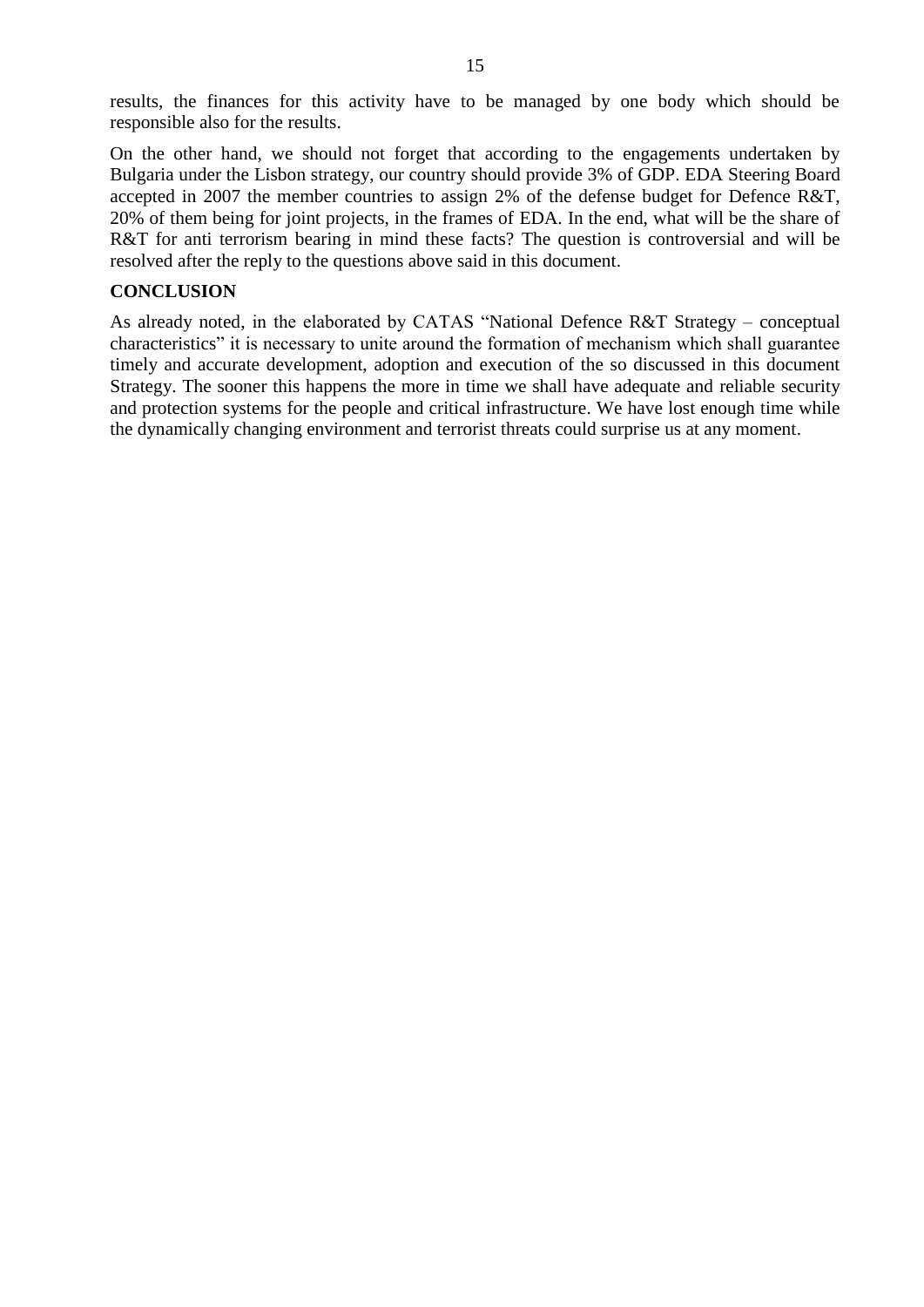results, the finances for this activity have to be managed by one body which should be responsible also for the results.

On the other hand, we should not forget that according to the engagements undertaken by Bulgaria under the Lisbon strategy, our country should provide 3% of GDP. EDA Steering Board accepted in 2007 the member countries to assign 2% of the defense budget for Defence R&T, 20% of them being for joint projects, in the frames of EDA. In the end, what will be the share of R&T for anti terrorism bearing in mind these facts? The question is controversial and will be resolved after the reply to the questions above said in this document.

## CONCLUSION

As already noted, in the elaborated by CATAS "National Defence R&T Strategy – conceptual characteristics" it is necessary to unite around the formation of mechanism which shall guarantee timely and accurate development, adoption and execution of the so discussed in this document Strategy. The sooner this happens the more in time we shall have adequate and reliable security and protection systems for the people and critical infrastructure. We have lost enough time while the dynamically changing environment and terrorist threats could surprise us at any moment.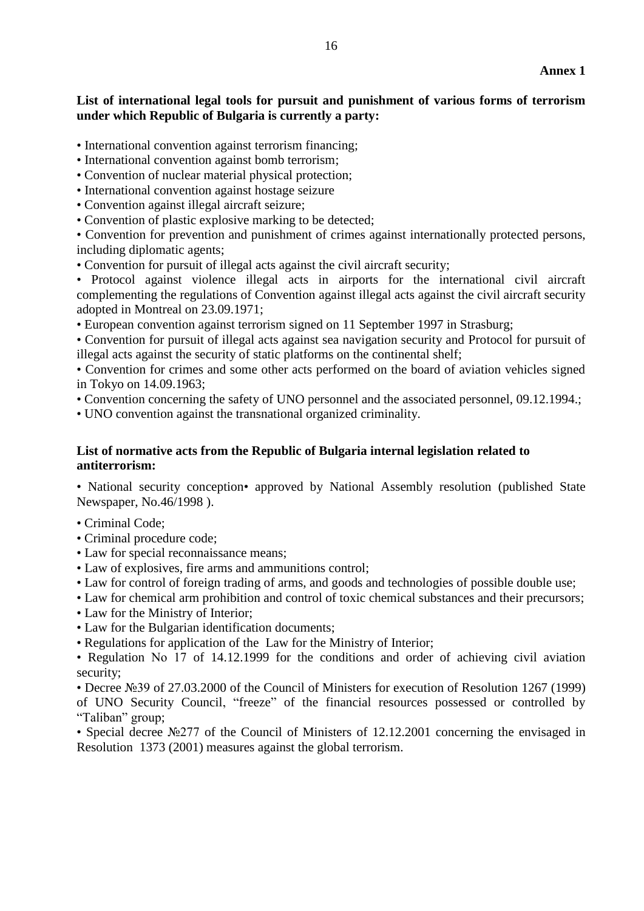**Annex 1**

**List of international legal tools for pursuit and punishment of various forms of terrorism under which Republic of Bulgaria is currently a party:**

- International convention against terrorism financing;
- International convention against bomb terrorism;
- Convention of nuclear material physical protection;
- International convention against hostage seizure
- Convention against illegal aircraft seizure;
- Convention of plastic explosive marking to be detected;
- Convention for prevention and punishment of crimes against internationally protected persons, including diplomatic agents;
- Convention for pursuit of illegal acts against the civil aircraft security;
- Protocol against violence illegal acts in airports for the international civil aircraft complementing the regulations of Convention against illegal acts against the civil aircraft security adopted in Montreal on 23.09.1971;
- European convention against terrorism signed on 11 September 1997 in Strasburg;
- Convention for pursuit of illegal acts against sea navigation security and Protocol for pursuit of illegal acts against the security of static platforms on the continental shelf;
- Convention for crimes and some other acts performed on the board of aviation vehicles signed in Tokyo on 14.09.1963;
- Convention concerning the safety of UNO personnel and the associated personnel, 09.12.1994.;
- UNO convention against the transnational organized criminality.

**List of normative acts from the Republic of Bulgaria internal legislation related to antiterrorism:**

- National security conception• approved by National Assembly resolution (published State Newspaper, No.46/1998 ).

- Criminal Code;
- Criminal procedure code;
- Law for special reconnaissance means;
- Law of explosives, fire arms and ammunitions control;
- Law for control of foreign trading of arms, and goods and technologies of possible double use;
- Law for chemical arm prohibition and control of toxic chemical substances and their precursors;
- Law for the Ministry of Interior;
- Law for the Bulgarian identification documents;
- Regulations for application of the Law for the Ministry of Interior;
- Regulation No 17 of 14.12.1999 for the conditions and order of achieving civil aviation security;
- Decree №39 of 27.03.2000 of the Council of Ministers for execution of Resolution 1267 (1999) of UNO Security Council, "freeze" of the financial resources possessed or controlled by "Taliban" group;
- Special decree №277 of the Council of Ministers of 12.12.2001 concerning the envisaged in Resolution 1373 (2001) measures against the global terrorism.